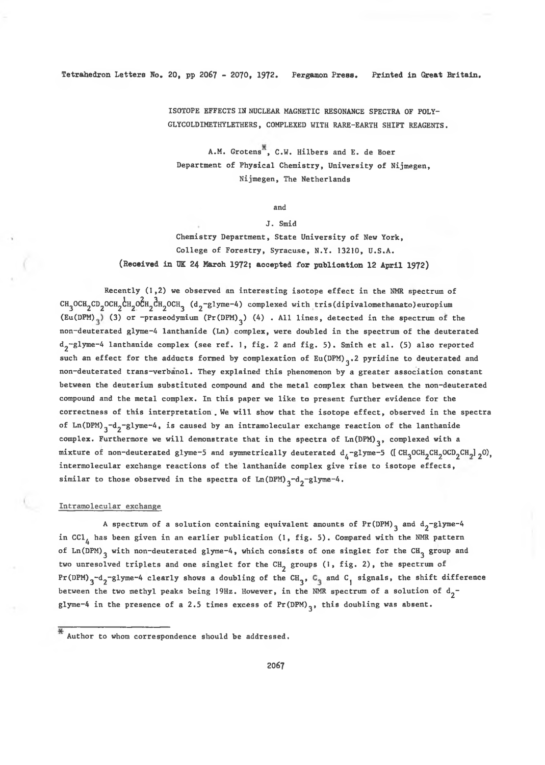Tetrahedron Letters No. 20, pp 2067 - 2070, 1972. Pergamon Press. Printed in Great Britain.

# ISOTOPE EFFECTS IN NUCLEAR MAGNETIC RESONANCE SPECTRA OF POLY-GLYCOLDIMETHYLETHERS, COMPLEXED WITH RARE-EARTH SHIFT REAGENTS.

A.M. Grotens*, C.W. Hilbers and E. de Boer
Department of Physical Chemistry, University of Nijmegen,
Nijmegen, The Netherlands

and

J. Smid
Chemistry Department, State University of New York,
College of Forestry, Syracuse, N.Y. 13210, U.S.A.

**(Received in UK 24 March 1972; accepted for publication 12 April 1972)**

Recently (1,2) we observed an interesting isotope effect in the NMR spectrum of $CH_3OCH_2CD_2OCH_2\overset{1}{C}H_2O\overset{2}{C}H_2\overset{3}{C}H_2OCH_3$ ($d_2$-glyme-4) complexed with tris(dipivalomethanato)europium ($Eu(DPM)_3$) (3) or -praseodymium ($Pr(DPM)_3$) (4) . All lines, detected in the spectrum of the non-deuterated glyme-4 lanthanide (Ln) complex, were doubled in the spectrum of the deuterated $d_2$-glyme-4 lanthanide complex (see ref. 1, fig. 2 and fig. 5). Smith et al. (5) also reported such an effect for the adducts formed by complexation of $Eu(DPM)_3$.2 pyridine to deuterated and non-deuterated trans-verbanol. They explained this phenomenon by a greater association constant between the deuterium substituted compound and the metal complex than between the non-deuterated compound and the metal complex. In this paper we like to present further evidence for the correctness of this interpretation. We will show that the isotope effect, observed in the spectra of $Ln(DPM)_3$-$d_2$-glyme-4, is caused by an intramolecular exchange reaction of the lanthanide complex. Furthermore we will demonstrate that in the spectra of $Ln(DPM)_3$, complexed with a mixture of non-deuterated glyme-5 and symmetrically deuterated $d_4$-glyme-5 ($[CH_3OCH_2CH_2OCD_2CH_2]_2O$), intermolecular exchange reactions of the lanthanide complex give rise to isotope effects, similar to those observed in the spectra of $Ln(DPM)_3$-$d_2$-glyme-4.

## Intramolecular exchange

A spectrum of a solution containing equivalent amounts of $Pr(DPM)_3$ and $d_2$-glyme-4 in $CCl_4$ has been given in an earlier publication (1, fig. 5). Compared with the NMR pattern of $Ln(DPM)_3$ with non-deuterated glyme-4, which consists of one singlet for the $CH_3$ group and two unresolved triplets and one singlet for the $CH_2$ groups (1, fig. 2), the spectrum of $Pr(DPM)_3$-$d_2$-glyme-4 clearly shows a doubling of the $CH_3$, $C_3$ and $C_1$ signals, the shift difference between the two methyl peaks being 19Hz. However, in the NMR spectrum of a solution of $d_2$-glyme-4 in the presence of a 2.5 times excess of $Pr(DPM)_3$, this doubling was absent.

* Author to whom correspondence should be addressed.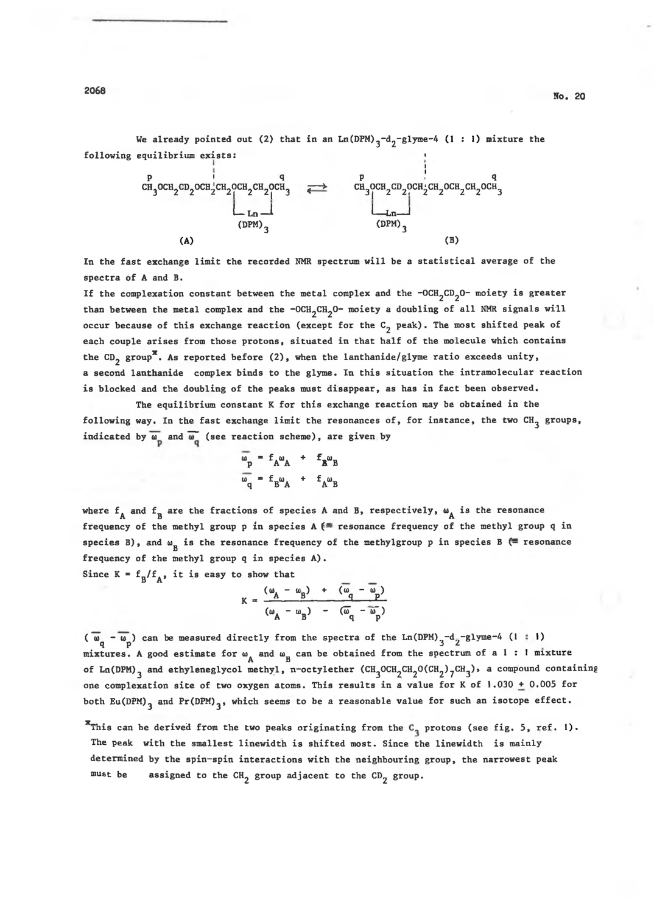We already pointed out (2) that in an $Ln(DPM)_3$-$d_2$-glyme-4 (1 : 1) mixture the following equilibrium exists:

$$\overset{p}{CH_3}OCH_2CD_2OCH_2\underbrace{CH_2OCH_2CH_2O}_{Ln(DPM)_3}\overset{q}{CH_3} \rightleftarrows \overset{p}{CH_3}\underbrace{OCH_2CD_2O}_{Ln(DPM)_3}CH_2CH_2OCH_2CH_2O\overset{q}{CH_3}$$

(A) (B)

In the fast exchange limit the recorded NMR spectrum will be a statistical average of the spectra of A and B.

If the complexation constant between the metal complex and the $-OCH_2CD_2O-$ moiety is greater than between the metal complex and the $-OCH_2CH_2O-$ moiety a doubling of all NMR signals will occur because of this exchange reaction (except for the $C_2$ peak). The most shifted peak of each couple arises from those protons, situated in that half of the molecule which contains the $CD_2$ group*. As reported before (2), when the lanthanide/glyme ratio exceeds unity, a second lanthanide complex binds to the glyme. In this situation the intramolecular reaction is blocked and the doubling of the peaks must disappear, as has in fact been observed.

The equilibrium constant K for this exchange reaction may be obtained in the following way. In the fast exchange limit the resonances of, for instance, the two $CH_3$ groups, indicated by $\overline{\omega_p}$ and $\overline{\omega_q}$ (see reaction scheme), are given by

$$\overline{\omega_p} = f_A\omega_A + f_B\omega_B$$
$$\overline{\omega_q} = f_B\omega_A + f_A\omega_B$$

where $f_A$ and $f_B$ are the fractions of species A and B, respectively, $\omega_A$ is the resonance frequency of the methyl group p in species A (≡ resonance frequency of the methyl group q in species B), and $\omega_B$ is the resonance frequency of the methylgroup p in species B (≡ resonance frequency of the methyl group q in species A).

Since $K = f_B/f_A$, it is easy to show that

$$K = \frac{(\omega_A - \omega_B) + (\overline{\omega_q} - \overline{\omega_p})}{(\omega_A - \omega_B) - (\overline{\omega_q} - \overline{\omega_p})}$$

$(\overline{\omega_q} - \overline{\omega_p})$ can be measured directly from the spectra of the $Ln(DPM)_3$-$d_2$-glyme-4 (1 : 1) mixtures. A good estimate for $\omega_A$ and $\omega_B$ can be obtained from the spectrum of a 1 : 1 mixture of $Ln(DPM)_3$ and ethyleneglycol methyl, n-octylether ($CH_3OCH_2CH_2O(CH_2)_7CH_3$), a compound containing one complexation site of two oxygen atoms. This results in a value for K of 1.030 ± 0.005 for both $Eu(DPM)_3$ and $Pr(DPM)_3$, which seems to be a reasonable value for such an isotope effect.

*This can be derived from the two peaks originating from the $C_3$ protons (see fig. 5, ref. 1). The peak with the smallest linewidth is shifted most. Since the linewidth is mainly determined by the spin-spin interactions with the neighbouring group, the narrowest peak must be assigned to the $CH_2$ group adjacent to the $CD_2$ group.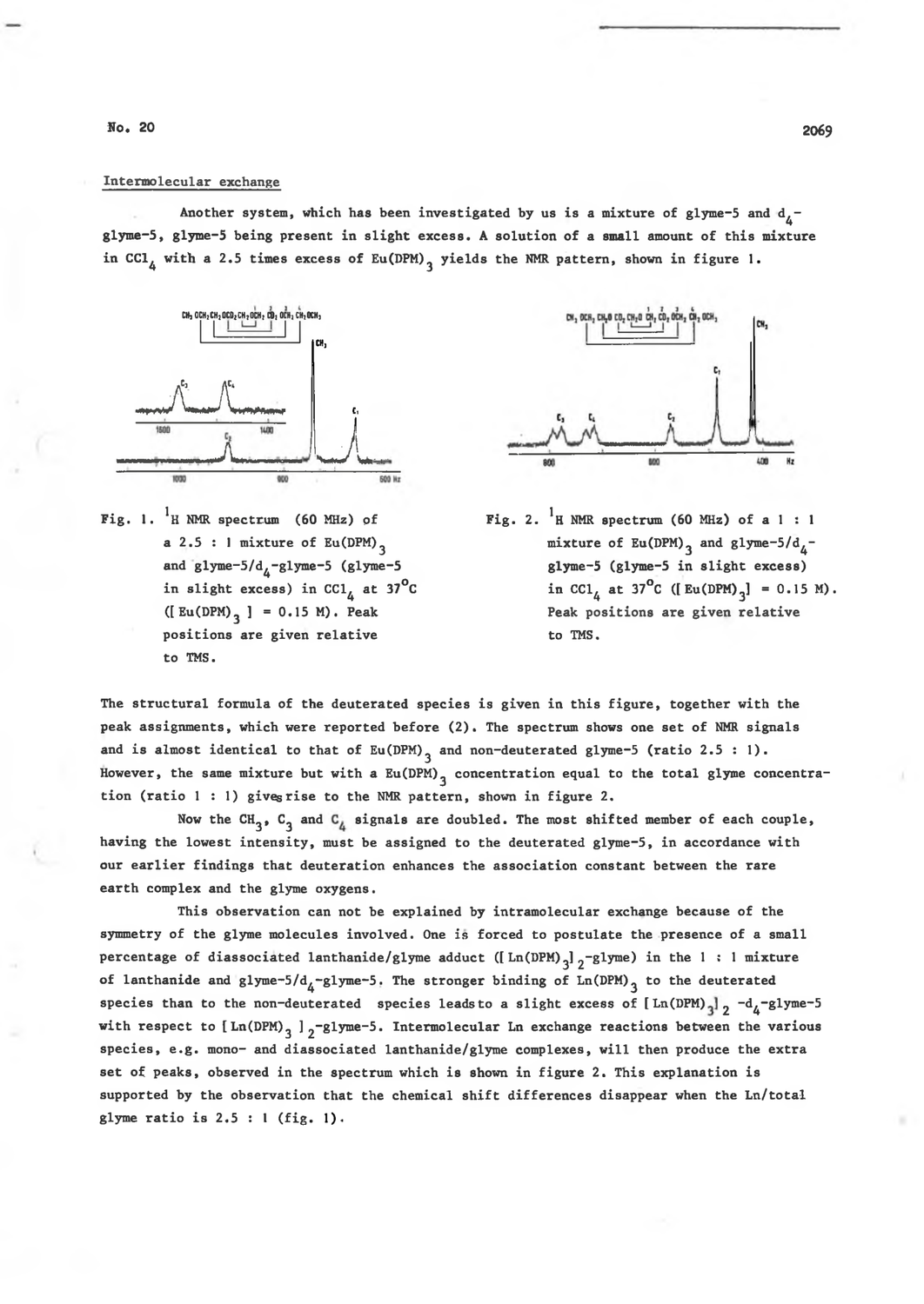## Intermolecular exchange

Another system, which has been investigated by us is a mixture of glyme-5 and $d_4$-glyme-5, glyme-5 being present in slight excess. A solution of a small amount of this mixture in $CCl_4$ with a 2.5 times excess of $Eu(DPM)_3$ yields the NMR pattern, shown in figure 1.

Fig. 1. $^1H$ NMR spectrum (60 MHz) of a 2.5 : 1 mixture of $Eu(DPM)_3$ and glyme-5/$d_4$-glyme-5 (glyme-5 in slight excess) in $CCl_4$ at 37°C ($[Eu(DPM)_3]$ = 0.15 M). Peak positions are given relative to TMS.

Fig. 2. $^1H$ NMR spectrum (60 MHz) of a 1 : 1 mixture of $Eu(DPM)_3$ and glyme-5/$d_4$-glyme-5 (glyme-5 in slight excess) in $CCl_4$ at 37°C ($[Eu(DPM)_3]$ = 0.15 M). Peak positions are given relative to TMS.

The structural formula of the deuterated species is given in this figure, together with the peak assignments, which were reported before (2). The spectrum shows one set of NMR signals and is almost identical to that of $Eu(DPM)_3$ and non-deuterated glyme-5 (ratio 2.5 : 1). However, the same mixture but with a $Eu(DPM)_3$ concentration equal to the total glyme concentration (ratio 1 : 1) gives rise to the NMR pattern, shown in figure 2.

Now the $CH_3$, $C_3$ and $C_4$ signals are doubled. The most shifted member of each couple, having the lowest intensity, must be assigned to the deuterated glyme-5, in accordance with our earlier findings that deuteration enhances the association constant between the rare earth complex and the glyme oxygens.

This observation can not be explained by intramolecular exchange because of the symmetry of the glyme molecules involved. One is forced to postulate the presence of a small percentage of diassociated lanthanide/glyme adduct ($[Ln(DPM)_3]_2$-glyme) in the 1 : 1 mixture of lanthanide and glyme-5/$d_4$-glyme-5. The stronger binding of $Ln(DPM)_3$ to the deuterated species than to the non-deuterated species leads to a slight excess of $[Ln(DPM)_3]_2$-$d_4$-glyme-5 with respect to $[Ln(DPM)_3]_2$-glyme-5. Intermolecular Ln exchange reactions between the various species, e.g. mono- and diassociated lanthanide/glyme complexes, will then produce the extra set of peaks, observed in the spectrum which is shown in figure 2. This explanation is supported by the observation that the chemical shift differences disappear when the Ln/total glyme ratio is 2.5 : 1 (fig. 1).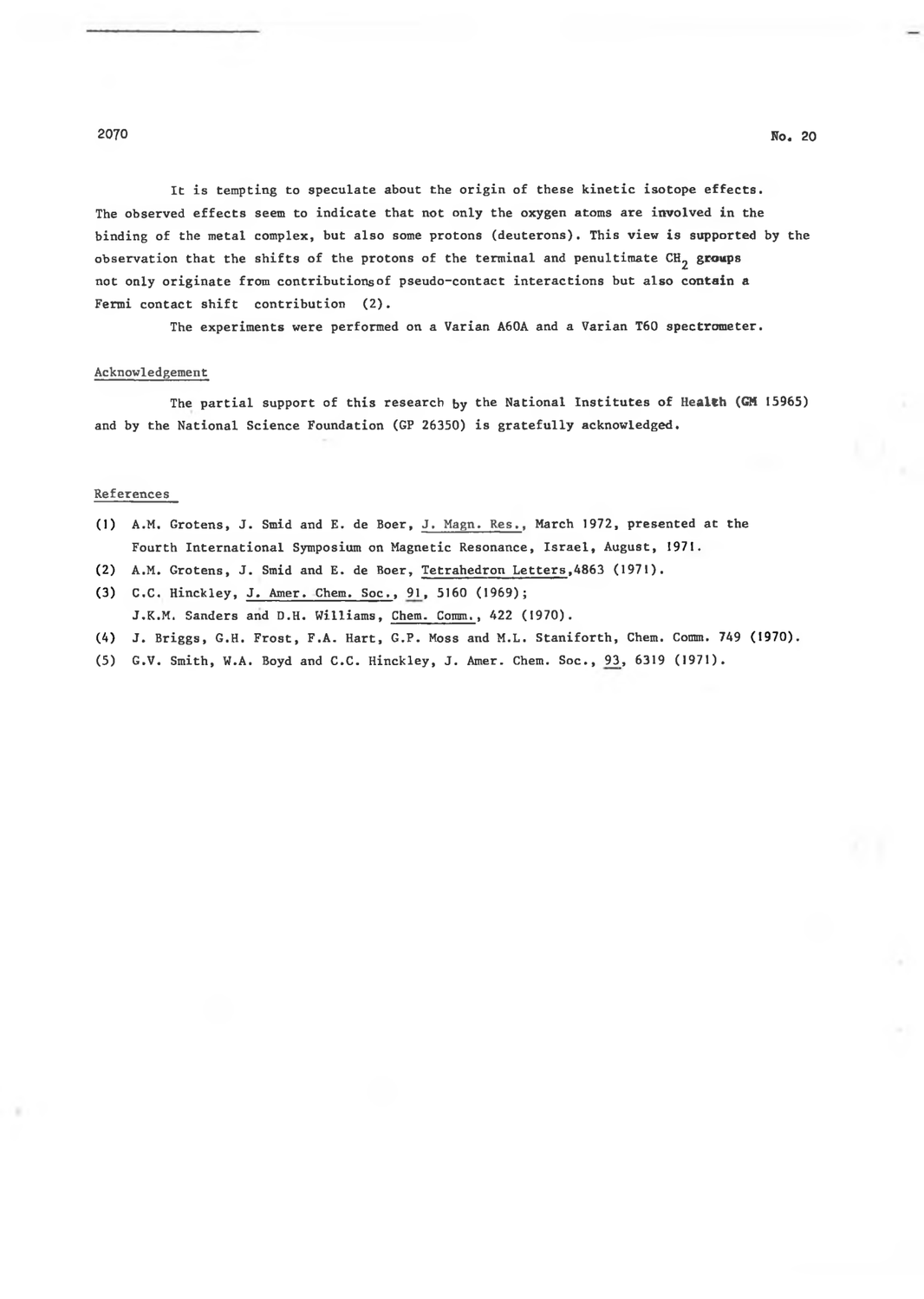It is tempting to speculate about the origin of these kinetic isotope effects. The observed effects seem to indicate that not only the oxygen atoms are involved in the binding of the metal complex, but also some protons (deuterons). This view is supported by the observation that the shifts of the protons of the terminal and penultimate $CH_2$ groups not only originate from contributions of pseudo-contact interactions but also contain a Fermi contact shift contribution (2).

The experiments were performed on a Varian A60A and a Varian T60 spectrometer.

## Acknowledgement

The partial support of this research by the National Institutes of Health (GM 15965) and by the National Science Foundation (GP 26350) is gratefully acknowledged.

## References

(1) A.M. Grotens, J. Smid and E. de Boer, J. Magn. Res., March 1972, presented at the Fourth International Symposium on Magnetic Resonance, Israel, August, 1971.

(2) A.M. Grotens, J. Smid and E. de Boer, Tetrahedron Letters, 4863 (1971).

(3) C.C. Hinckley, J. Amer. Chem. Soc., 91, 5160 (1969);
J.K.M. Sanders and D.H. Williams, Chem. Comm., 422 (1970).

(4) J. Briggs, G.H. Frost, F.A. Hart, G.P. Moss and M.L. Staniforth, Chem. Comm. 749 (1970).

(5) G.V. Smith, W.A. Boyd and C.C. Hinckley, J. Amer. Chem. Soc., 93, 6319 (1971).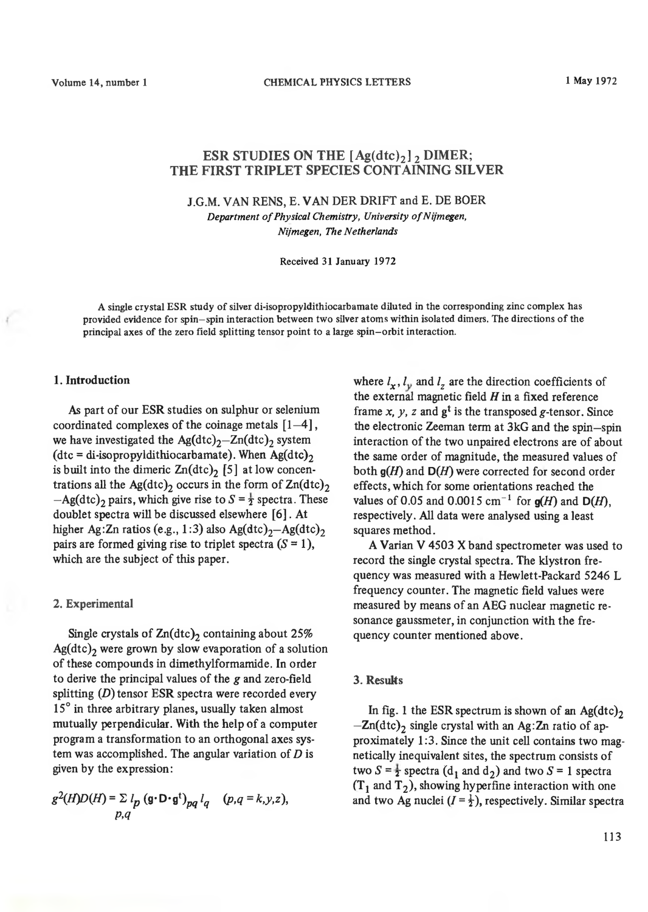# ESR STUDIES ON THE $[Ag(dtc)_2]_2$ DIMER; THE FIRST TRIPLET SPECIES CONTAINING SILVER

J.G.M. VAN RENS, E. VAN DER DRIFT and E. DE BOER

*Department of Physical Chemistry, University of Nijmegen, Nijmegen, The Netherlands*

Received 31 January 1972

A single crystal ESR study of silver di-isopropyldithiocarbamate diluted in the corresponding zinc complex has provided evidence for spin–spin interaction between two silver atoms within isolated dimers. The directions of the principal axes of the zero field splitting tensor point to a large spin–orbit interaction.

## 1. Introduction

As part of our ESR studies on sulphur or selenium coordinated complexes of the coinage metals [1–4], we have investigated the $Ag(dtc)_2$–$Zn(dtc)_2$ system (dtc = di-isopropyldithiocarbamate). When $Ag(dtc)_2$ is built into the dimeric $Zn(dtc)_2$ [5] at low concentrations all the $Ag(dtc)_2$ occurs in the form of $Zn(dtc)_2$–$Ag(dtc)_2$ pairs, which give rise to $S = \frac{1}{2}$ spectra. These doublet spectra will be discussed elsewhere [6]. At higher Ag:Zn ratios (e.g., 1:3) also $Ag(dtc)_2$–$Ag(dtc)_2$ pairs are formed giving rise to triplet spectra ($S = 1$), which are the subject of this paper.

## 2. Experimental

Single crystals of $Zn(dtc)_2$ containing about 25% $Ag(dtc)_2$ were grown by slow evaporation of a solution of these compounds in dimethylformamide. In order to derive the principal values of the $g$ and zero-field splitting ($D$) tensor ESR spectra were recorded every 15° in three arbitrary planes, usually taken almost mutually perpendicular. With the help of a computer program a transformation to an orthogonal axes system was accomplished. The angular variation of $D$ is given by the expression:

$$g^2(H)D(H) = \sum_{p,q} l_p \, (\mathbf{g} \cdot \mathbf{D} \cdot \mathbf{g}^t)_{pq} \, l_q \quad (p,q = x,y,z),$$

where $l_x$, $l_y$ and $l_z$ are the direction coefficients of the external magnetic field $H$ in a fixed reference frame $x$, $y$, $z$ and $\mathbf{g}^t$ is the transposed $g$-tensor. Since the electronic Zeeman term at 3kG and the spin–spin interaction of the two unpaired electrons are of about the same order of magnitude, the measured values of both $\mathbf{g}(H)$ and $\mathbf{D}(H)$ were corrected for second order effects, which for some orientations reached the values of 0.05 and 0.0015 $cm^{-1}$ for $\mathbf{g}(H)$ and $\mathbf{D}(H)$, respectively. All data were analysed using a least squares method.

A Varian V 4503 X band spectrometer was used to record the single crystal spectra. The klystron frequency was measured with a Hewlett-Packard 5246 L frequency counter. The magnetic field values were measured by means of an AEG nuclear magnetic resonance gaussmeter, in conjunction with the frequency counter mentioned above.

## 3. Results

In fig. 1 the ESR spectrum is shown of an $Ag(dtc)_2$–$Zn(dtc)_2$ single crystal with an Ag:Zn ratio of approximately 1:3. Since the unit cell contains two magnetically inequivalent sites, the spectrum consists of two $S = \frac{1}{2}$ spectra ($d_1$ and $d_2$) and two $S = 1$ spectra ($T_1$ and $T_2$), showing hyperfine interaction with one and two Ag nuclei ($I = \frac{1}{2}$), respectively. Similar spectra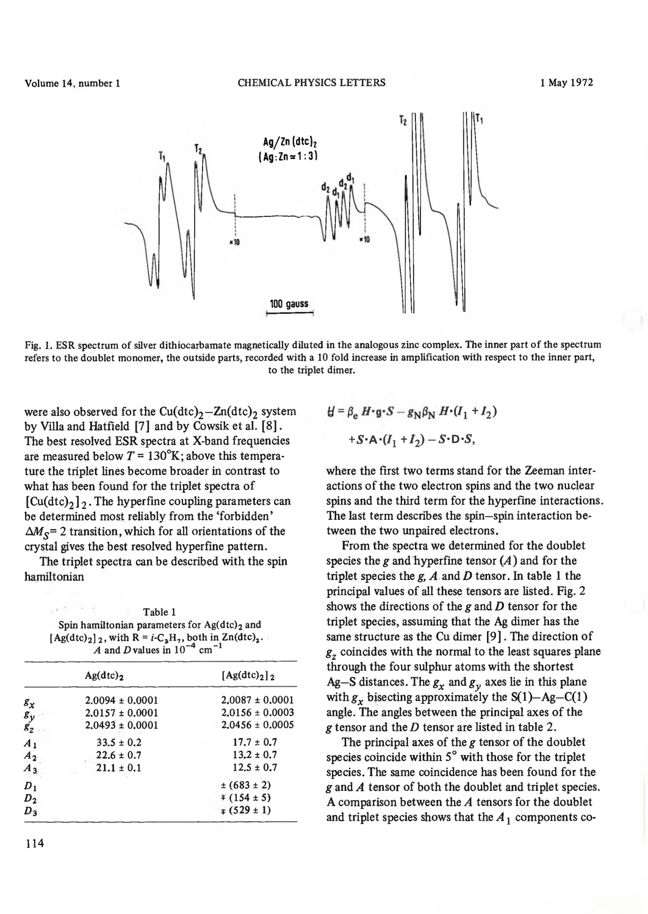Fig. 1. ESR spectrum of silver dithiocarbamate magnetically diluted in the analogous zinc complex. The inner part of the spectrum refers to the doublet monomer, the outside parts, recorded with a 10 fold increase in amplification with respect to the inner part, to the triplet dimer.

were also observed for the $Cu(dtc)_2$–$Zn(dtc)_2$ system by Villa and Hatfield [7] and by Cowsik et al. [8]. The best resolved ESR spectra at X-band frequencies are measured below $T = 130°K$; above this temperature the triplet lines become broader in contrast to what has been found for the triplet spectra of $[Cu(dtc)_2]_2$. The hyperfine coupling parameters can be determined most reliably from the 'forbidden' $\Delta M_S = 2$ transition, which for all orientations of the crystal gives the best resolved hyperfine pattern.

The triplet spectra can be described with the spin hamiltonian

$$\mathcal{H} = \beta_e \boldsymbol{H}\cdot\mathbf{g}\cdot\boldsymbol{S} - g_N\beta_N \boldsymbol{H}\cdot(\boldsymbol{I}_1 + \boldsymbol{I}_2) + \boldsymbol{S}\cdot\mathbf{A}\cdot(\boldsymbol{I}_1 + \boldsymbol{I}_2) - \boldsymbol{S}\cdot\mathbf{D}\cdot\boldsymbol{S},$$

where the first two terms stand for the Zeeman interactions of the two electron spins and the two nuclear spins and the third term for the hyperfine interactions. The last term describes the spin–spin interaction between the two unpaired electrons.

Table 1
Spin hamiltonian parameters for $Ag(dtc)_2$ and $[Ag(dtc)_2]_2$, with R = $i$-$C_3H_7$, both in $Zn(dtc)_2$. $A$ and $D$ values in $10^{-4}$ cm$^{-1}$

| | $Ag(dtc)_2$ | $[Ag(dtc)_2]_2$ |
|---|---|---|
| $g_x$ | 2.0094 ± 0.0001 | 2.0087 ± 0.0001 |
| $g_y$ | 2.0157 ± 0.0001 | 2.0156 ± 0.0003 |
| $g_z$ | 2.0493 ± 0.0001 | 2.0456 ± 0.0005 |
| $A_1$ | 33.5 ± 0.2 | 17.7 ± 0.7 |
| $A_2$ | 22.6 ± 0.7 | 13.2 ± 0.7 |
| $A_3$ | 21.1 ± 0.1 | 12.5 ± 0.7 |
| $D_1$ | | ± (683 ± 2) |
| $D_2$ | | ∓ (154 ± 5) |
| $D_3$ | | ∓ (529 ± 1) |

From the spectra we determined for the doublet species the $g$ and hyperfine tensor ($A$) and for the triplet species the $g$, $A$ and $D$ tensor. In table 1 the principal values of all these tensors are listed. Fig. 2 shows the directions of the $g$ and $D$ tensor for the triplet species, assuming that the Ag dimer has the same structure as the Cu dimer [9]. The direction of $g_z$ coincides with the normal to the least squares plane through the four sulphur atoms with the shortest Ag–S distances. The $g_x$ and $g_y$ axes lie in this plane with $g_x$ bisecting approximately the S(1)–Ag–C(1) angle. The angles between the principal axes of the $g$ tensor and the $D$ tensor are listed in table 2.

The principal axes of the $g$ tensor of the doublet species coincide within 5° with those for the triplet species. The same coincidence has been found for the $g$ and $A$ tensor of both the doublet and triplet species. A comparison between the $A$ tensors for the doublet and triplet species shows that the $A_1$ components co-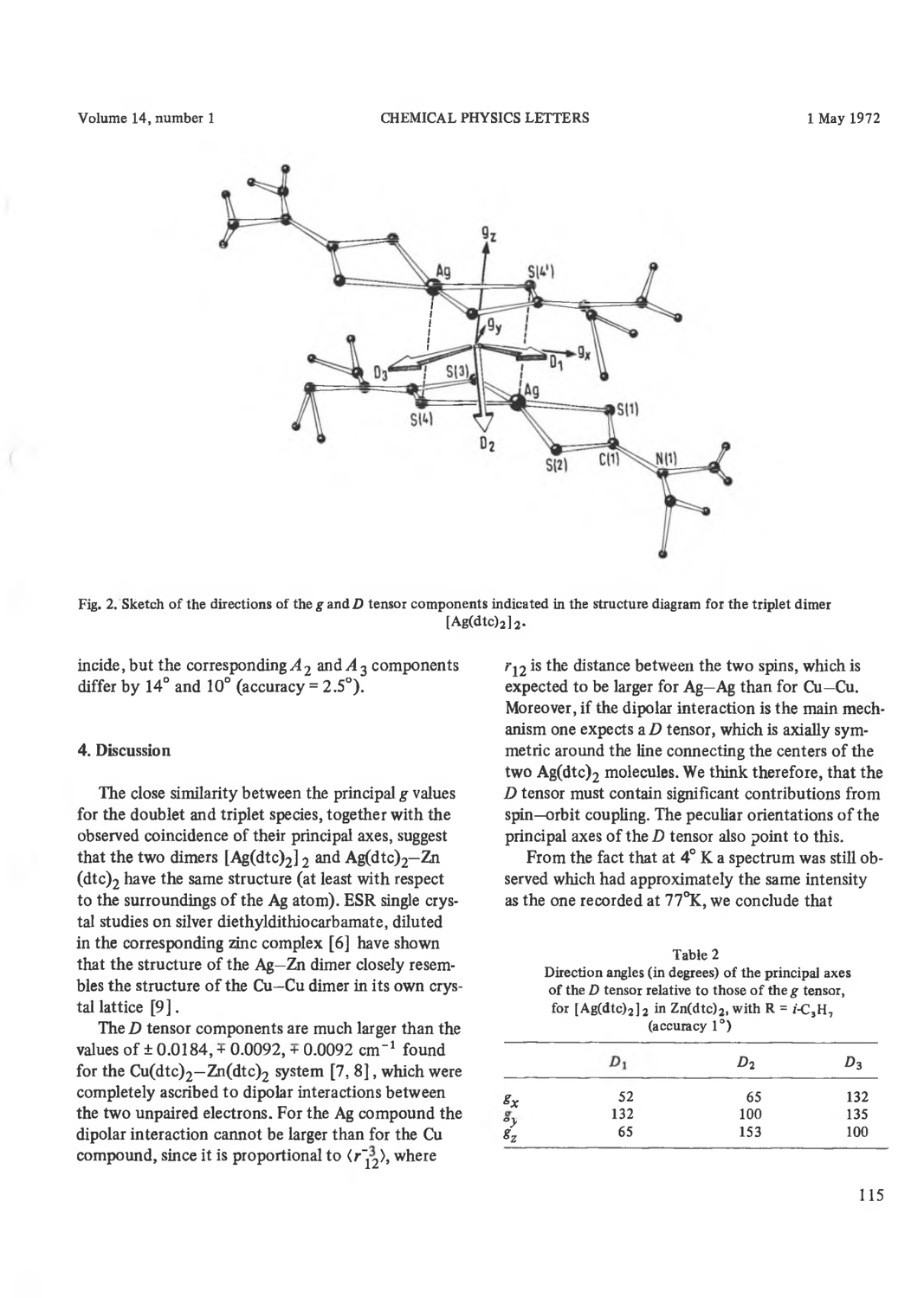Fig. 2. Sketch of the directions of the $g$ and $D$ tensor components indicated in the structure diagram for the triplet dimer $[Ag(dtc)_2]_2$.

incide, but the corresponding $A_2$ and $A_3$ components differ by 14° and 10° (accuracy = 2.5°).

## 4. Discussion

The close similarity between the principal $g$ values for the doublet and triplet species, together with the observed coincidence of their principal axes, suggest that the two dimers $[Ag(dtc)_2]_2$ and $Ag(dtc)_2$–$Zn(dtc)_2$ have the same structure (at least with respect to the surroundings of the Ag atom). ESR single crystal studies on silver diethyldithiocarbamate, diluted in the corresponding zinc complex [6] have shown that the structure of the Ag–Zn dimer closely resembles the structure of the Cu–Cu dimer in its own crystal lattice [9].

The $D$ tensor components are much larger than the values of ± 0.0184, ∓ 0.0092, ∓ 0.0092 $cm^{-1}$ found for the $Cu(dtc)_2$–$Zn(dtc)_2$ system [7, 8], which were completely ascribed to dipolar interactions between the two unpaired electrons. For the Ag compound the dipolar interaction cannot be larger than for the Cu compound, since it is proportional to $\langle r_{12}^{-3} \rangle$, where $r_{12}$ is the distance between the two spins, which is expected to be larger for Ag–Ag than for Cu–Cu. Moreover, if the dipolar interaction is the main mechanism one expects a $D$ tensor, which is axially symmetric around the line connecting the centers of the two $Ag(dtc)_2$ molecules. We think therefore, that the $D$ tensor must contain significant contributions from spin–orbit coupling. The peculiar orientations of the principal axes of the $D$ tensor also point to this.

From the fact that at 4° K a spectrum was still observed which had approximately the same intensity as the one recorded at 77°K, we conclude that

Table 2
Direction angles (in degrees) of the principal axes of the $D$ tensor relative to those of the $g$ tensor, for $[Ag(dtc)_2]_2$ in $Zn(dtc)_2$, with R = $i$-$C_3H_7$ (accuracy 1°)

| | $D_1$ | $D_2$ | $D_3$ |
|---|---|---|---|
| $g_x$ | 52 | 65 | 132 |
| $g_y$ | 132 | 100 | 135 |
| $g_z$ | 65 | 153 | 100 |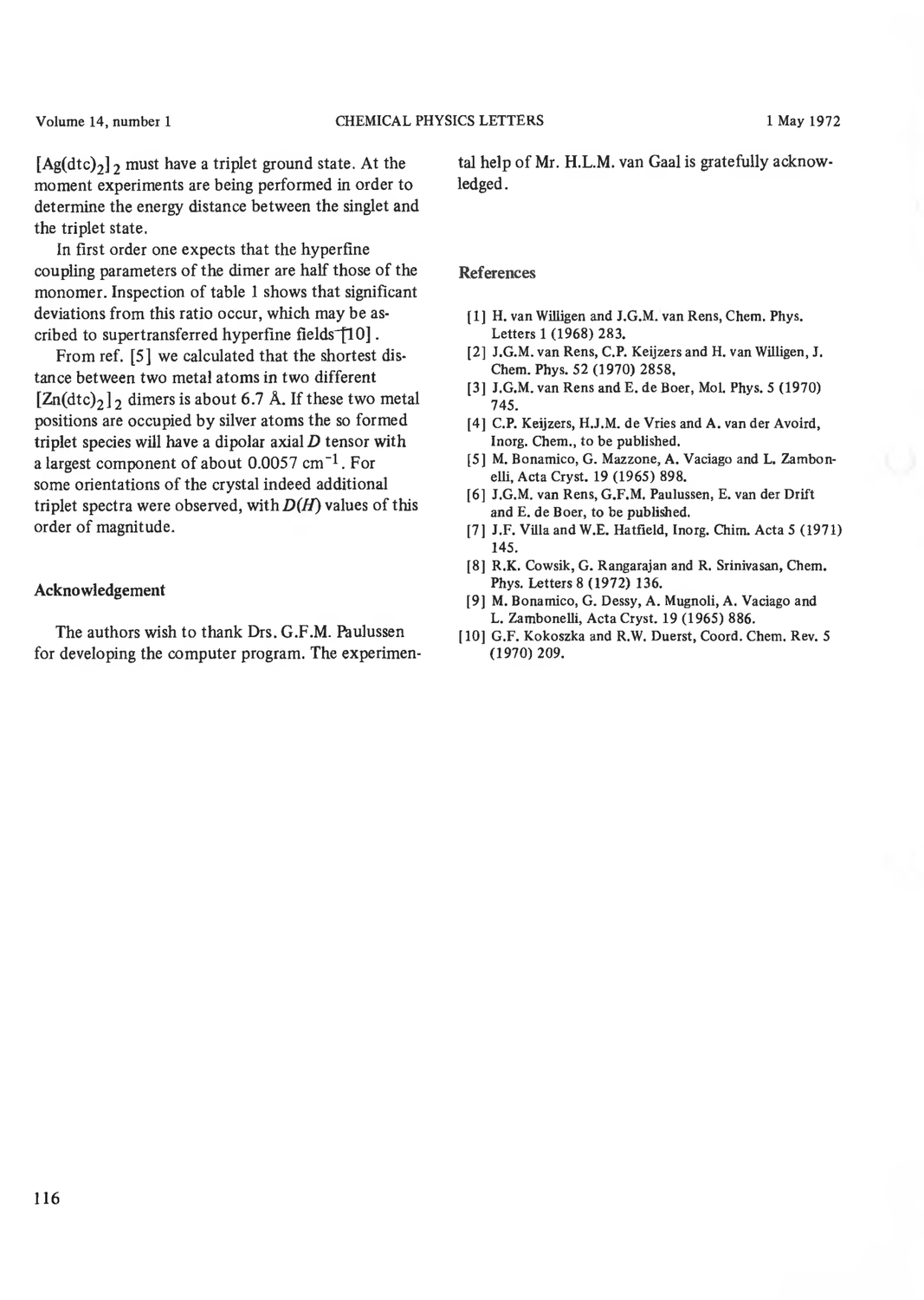$[Ag(dtc)_2]_2$ must have a triplet ground state. At the moment experiments are being performed in order to determine the energy distance between the singlet and the triplet state.

In first order one expects that the hyperfine coupling parameters of the dimer are half those of the monomer. Inspection of table 1 shows that significant deviations from this ratio occur, which may be ascribed to supertransferred hyperfine fields [10].

From ref. [5] we calculated that the shortest distance between two metal atoms in two different $[Zn(dtc)_2]_2$ dimers is about 6.7 Å. If these two metal positions are occupied by silver atoms the so formed triplet species will have a dipolar axial $D$ tensor with a largest component of about 0.0057 $cm^{-1}$. For some orientations of the crystal indeed additional triplet spectra were observed, with $D(H)$ values of this order of magnitude.

## Acknowledgement

The authors wish to thank Drs. G.F.M. Paulussen for developing the computer program. The experimental help of Mr. H.L.M. van Gaal is gratefully acknowledged.

## References

[1] H. van Willigen and J.G.M. van Rens, Chem. Phys. Letters 1 (1968) 283.
[2] J.G.M. van Rens, C.P. Keijzers and H. van Willigen, J. Chem. Phys. 52 (1970) 2858.
[3] J.G.M. van Rens and E. de Boer, Mol. Phys. 5 (1970) 745.
[4] C.P. Keijzers, H.J.M. de Vries and A. van der Avoird, Inorg. Chem., to be published.
[5] M. Bonamico, G. Mazzone, A. Vaciago and L. Zambonelli, Acta Cryst. 19 (1965) 898.
[6] J.G.M. van Rens, G.F.M. Paulussen, E. van der Drift and E. de Boer, to be published.
[7] J.F. Villa and W.E. Hatfield, Inorg. Chim. Acta 5 (1971) 145.
[8] R.K. Cowsik, G. Rangarajan and R. Srinivasan, Chem. Phys. Letters 8 (1972) 136.
[9] M. Bonamico, G. Dessy, A. Mugnoli, A. Vaciago and L. Zambonelli, Acta Cryst. 19 (1965) 886.
[10] G.F. Kokoszka and R.W. Duerst, Coord. Chem. Rev. 5 (1970) 209.